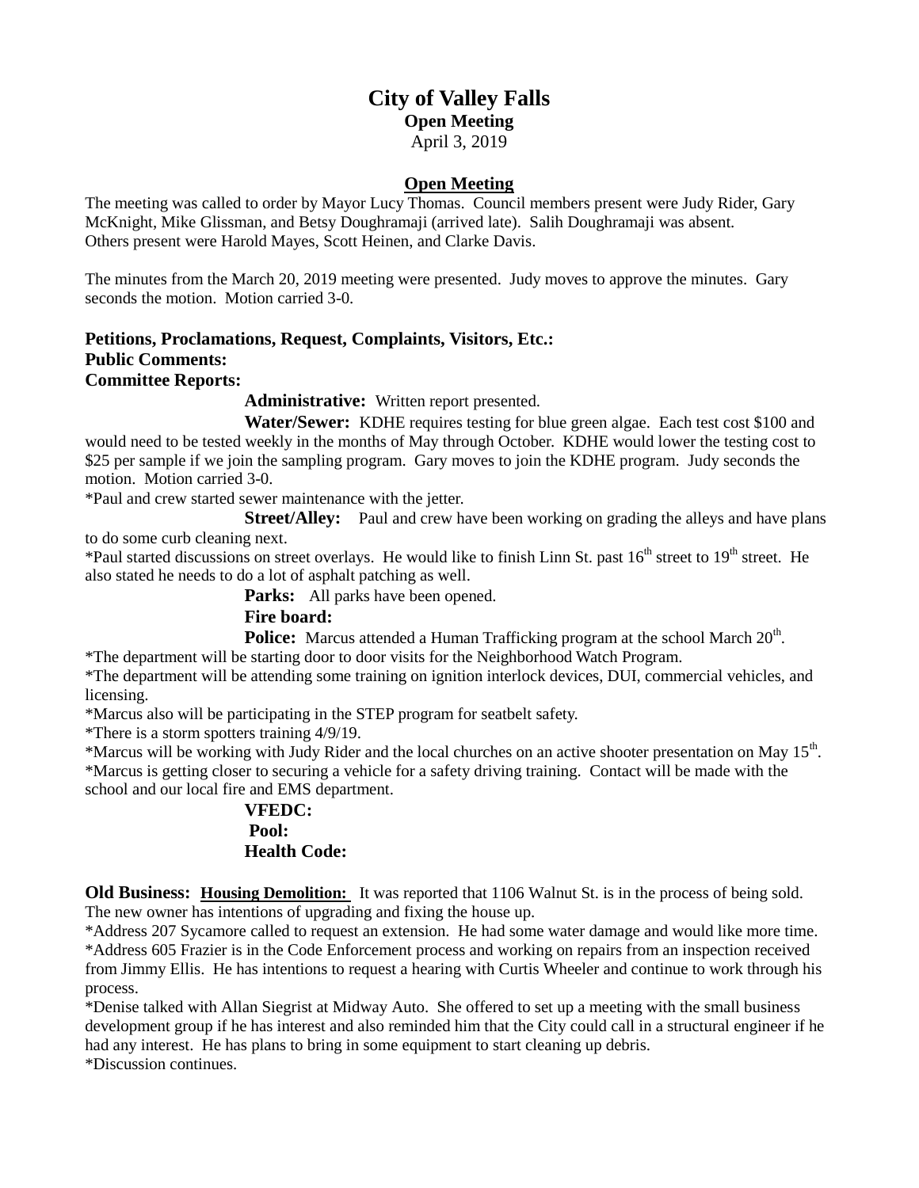# City of Valley Falls

**Open Meeting**

April 3, 2019

## Open Meeting

The meeting was called to order by Mayor Lucy Thomas. Council members present were Judy Rider, Gary McKnight, Mike Glissman, and Betsy Doughramaji (arrived late). Salih Doughramaji was absent. Others present were Harold Mayes, Scott Heinen, and Clarke Davis.

The minutes from the March 20, 2019 meeting were presented. Judy moves to approve the minutes. Gary seconds the motion. Motion carried 3-0.

**Petitions, Proclamations, Request, Complaints, Visitors, Etc.:**

**Public Comments:**

**Committee Reports:**

**Administrative:** Written report presented.

**Water/Sewer:** KDHE requires testing for blue green algae. Each test cost $100 and would need to be tested weekly in the months of May through October. KDHE would lower the testing cost to $25 per sample if we join the sampling program. Gary moves to join the KDHE program. Judy seconds the motion. Motion carried 3-0.

*Paul and crew started sewer maintenance with the jetter.

**Street/Alley:** Paul and crew have been working on grading the alleys and have plans to do some curb cleaning next.

*Paul started discussions on street overlays. He would like to finish Linn St. past 16th street to 19th street. He also stated he needs to do a lot of asphalt patching as well.

**Parks:** All parks have been opened.

**Fire board:**

**Police:** Marcus attended a Human Trafficking program at the school March 20th.

*The department will be starting door to door visits for the Neighborhood Watch Program.

*The department will be attending some training on ignition interlock devices, DUI, commercial vehicles, and licensing.

*Marcus also will be participating in the STEP program for seatbelt safety.

*There is a storm spotters training 4/9/19.

*Marcus will be working with Judy Rider and the local churches on an active shooter presentation on May 15th.

*Marcus is getting closer to securing a vehicle for a safety driving training. Contact will be made with the school and our local fire and EMS department.

**VFEDC:**

**Pool:**

**Health Code:**

**Old Business:** **Housing Demolition:** It was reported that 1106 Walnut St. is in the process of being sold. The new owner has intentions of upgrading and fixing the house up.

*Address 207 Sycamore called to request an extension. He had some water damage and would like more time.

*Address 605 Frazier is in the Code Enforcement process and working on repairs from an inspection received from Jimmy Ellis. He has intentions to request a hearing with Curtis Wheeler and continue to work through his process.

*Denise talked with Allan Siegrist at Midway Auto. She offered to set up a meeting with the small business development group if he has interest and also reminded him that the City could call in a structural engineer if he had any interest. He has plans to bring in some equipment to start cleaning up debris.

*Discussion continues.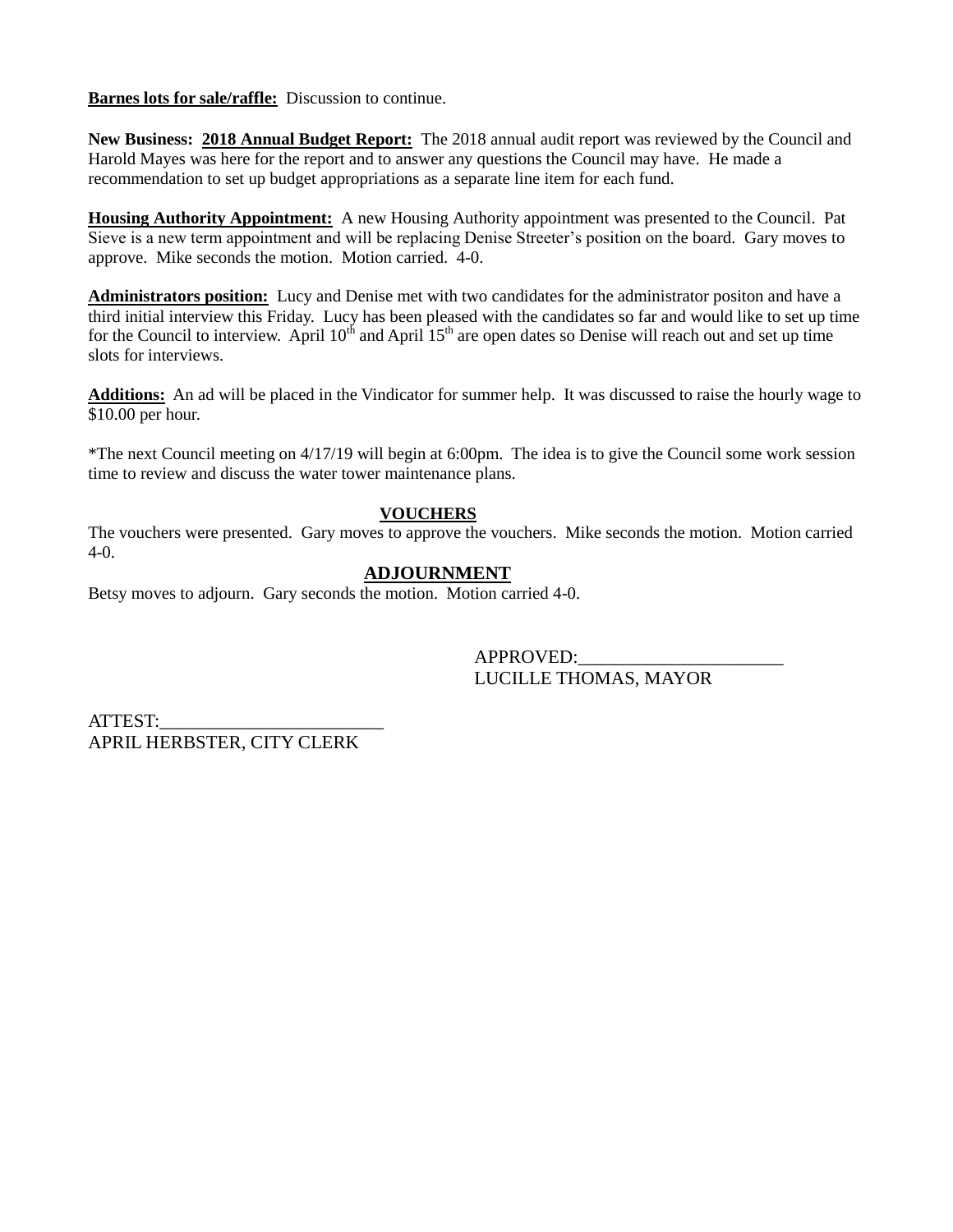**Barnes lots for sale/raffle:** Discussion to continue.

**New Business:** **2018 Annual Budget Report:** The 2018 annual audit report was reviewed by the Council and Harold Mayes was here for the report and to answer any questions the Council may have. He made a recommendation to set up budget appropriations as a separate line item for each fund.

**Housing Authority Appointment:** A new Housing Authority appointment was presented to the Council. Pat Sieve is a new term appointment and will be replacing Denise Streeter's position on the board. Gary moves to approve. Mike seconds the motion. Motion carried. 4-0.

**Administrators position:** Lucy and Denise met with two candidates for the administrator positon and have a third initial interview this Friday. Lucy has been pleased with the candidates so far and would like to set up time for the Council to interview. April 10th and April 15th are open dates so Denise will reach out and set up time slots for interviews.

**Additions:** An ad will be placed in the Vindicator for summer help. It was discussed to raise the hourly wage to $10.00 per hour.

*The next Council meeting on 4/17/19 will begin at 6:00pm. The idea is to give the Council some work session time to review and discuss the water tower maintenance plans.

## VOUCHERS

The vouchers were presented. Gary moves to approve the vouchers. Mike seconds the motion. Motion carried 4-0.

## ADJOURNMENT

Betsy moves to adjourn. Gary seconds the motion. Motion carried 4-0.

APPROVED:______________________
LUCILLE THOMAS, MAYOR

ATTEST:________________________
APRIL HERBSTER, CITY CLERK